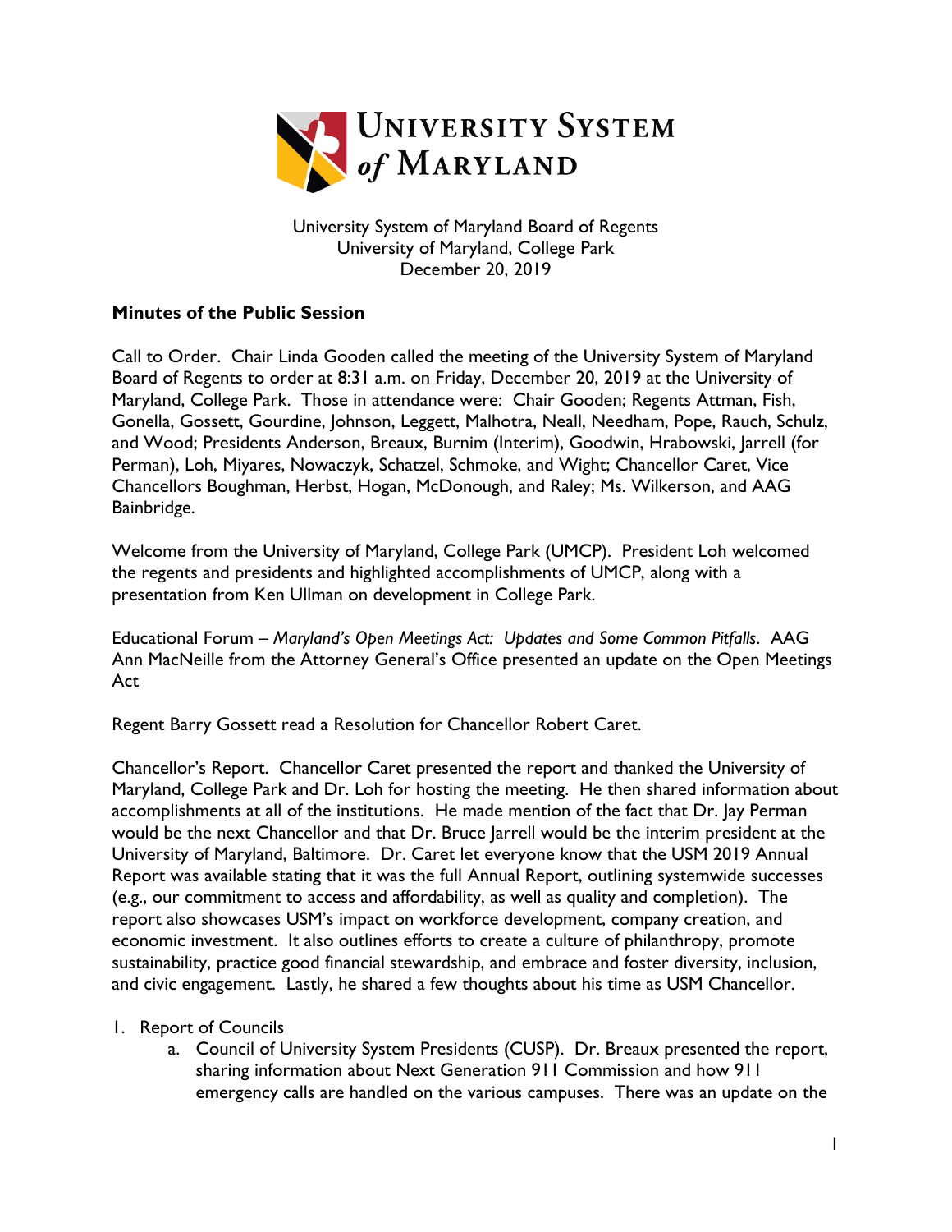University System of Maryland Board of Regents
University of Maryland, College Park
December 20, 2019

**Minutes of the Public Session**

Call to Order. Chair Linda Gooden called the meeting of the University System of Maryland Board of Regents to order at 8:31 a.m. on Friday, December 20, 2019 at the University of Maryland, College Park. Those in attendance were: Chair Gooden; Regents Attman, Fish, Gonella, Gossett, Gourdine, Johnson, Leggett, Malhotra, Neall, Needham, Pope, Rauch, Schulz, and Wood; Presidents Anderson, Breaux, Burnim (Interim), Goodwin, Hrabowski, Jarrell (for Perman), Loh, Miyares, Nowaczyk, Schatzel, Schmoke, and Wight; Chancellor Caret, Vice Chancellors Boughman, Herbst, Hogan, McDonough, and Raley; Ms. Wilkerson, and AAG Bainbridge.

Welcome from the University of Maryland, College Park (UMCP). President Loh welcomed the regents and presidents and highlighted accomplishments of UMCP, along with a presentation from Ken Ullman on development in College Park.

Educational Forum – *Maryland's Open Meetings Act: Updates and Some Common Pitfalls*. AAG Ann MacNeille from the Attorney General's Office presented an update on the Open Meetings Act

Regent Barry Gossett read a Resolution for Chancellor Robert Caret.

Chancellor's Report. Chancellor Caret presented the report and thanked the University of Maryland, College Park and Dr. Loh for hosting the meeting. He then shared information about accomplishments at all of the institutions. He made mention of the fact that Dr. Jay Perman would be the next Chancellor and that Dr. Bruce Jarrell would be the interim president at the University of Maryland, Baltimore. Dr. Caret let everyone know that the USM 2019 Annual Report was available stating that it was the full Annual Report, outlining systemwide successes (e.g., our commitment to access and affordability, as well as quality and completion). The report also showcases USM's impact on workforce development, company creation, and economic investment. It also outlines efforts to create a culture of philanthropy, promote sustainability, practice good financial stewardship, and embrace and foster diversity, inclusion, and civic engagement. Lastly, he shared a few thoughts about his time as USM Chancellor.

1. Report of Councils
   a. Council of University System Presidents (CUSP). Dr. Breaux presented the report, sharing information about Next Generation 911 Commission and how 911 emergency calls are handled on the various campuses. There was an update on the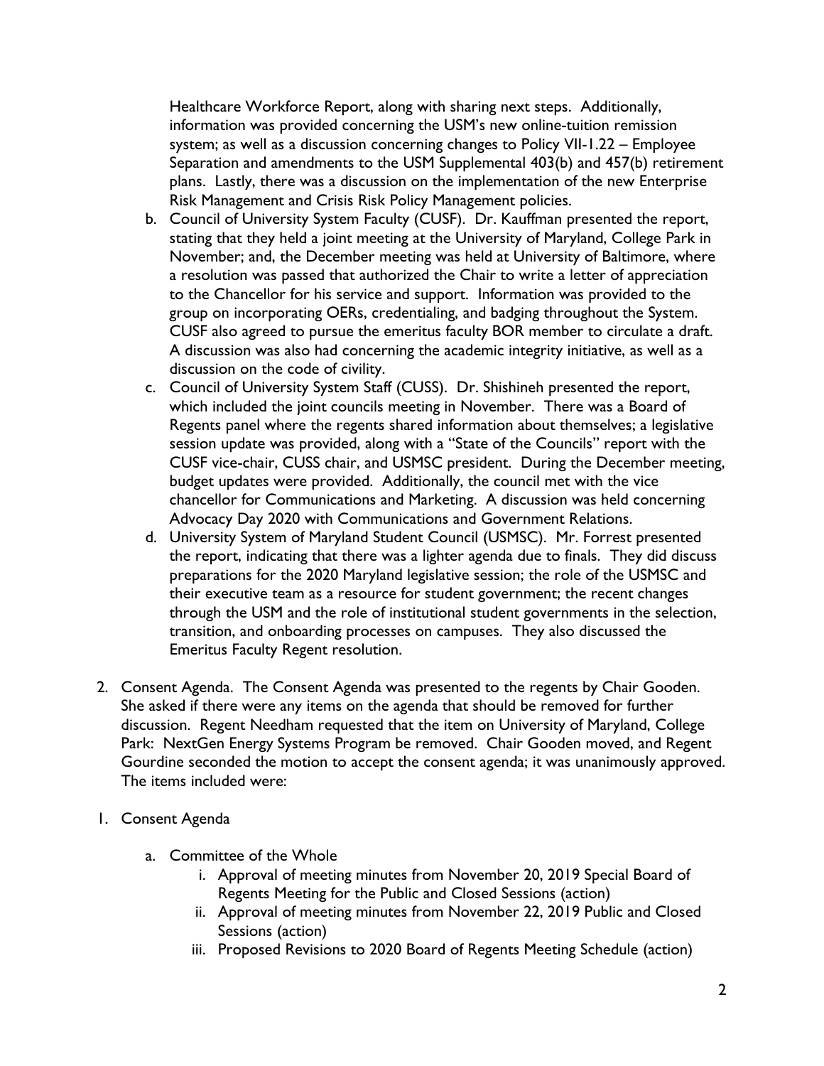Healthcare Workforce Report, along with sharing next steps. Additionally, information was provided concerning the USM's new online-tuition remission system; as well as a discussion concerning changes to Policy VII-1.22 – Employee Separation and amendments to the USM Supplemental 403(b) and 457(b) retirement plans. Lastly, there was a discussion on the implementation of the new Enterprise Risk Management and Crisis Risk Policy Management policies.

b. Council of University System Faculty (CUSF). Dr. Kauffman presented the report, stating that they held a joint meeting at the University of Maryland, College Park in November; and, the December meeting was held at University of Baltimore, where a resolution was passed that authorized the Chair to write a letter of appreciation to the Chancellor for his service and support. Information was provided to the group on incorporating OERs, credentialing, and badging throughout the System. CUSF also agreed to pursue the emeritus faculty BOR member to circulate a draft. A discussion was also had concerning the academic integrity initiative, as well as a discussion on the code of civility.

c. Council of University System Staff (CUSS). Dr. Shishineh presented the report, which included the joint councils meeting in November. There was a Board of Regents panel where the regents shared information about themselves; a legislative session update was provided, along with a "State of the Councils" report with the CUSF vice-chair, CUSS chair, and USMSC president. During the December meeting, budget updates were provided. Additionally, the council met with the vice chancellor for Communications and Marketing. A discussion was held concerning Advocacy Day 2020 with Communications and Government Relations.

d. University System of Maryland Student Council (USMSC). Mr. Forrest presented the report, indicating that there was a lighter agenda due to finals. They did discuss preparations for the 2020 Maryland legislative session; the role of the USMSC and their executive team as a resource for student government; the recent changes through the USM and the role of institutional student governments in the selection, transition, and onboarding processes on campuses. They also discussed the Emeritus Faculty Regent resolution.

2. Consent Agenda. The Consent Agenda was presented to the regents by Chair Gooden. She asked if there were any items on the agenda that should be removed for further discussion. Regent Needham requested that the item on University of Maryland, College Park: NextGen Energy Systems Program be removed. Chair Gooden moved, and Regent Gourdine seconded the motion to accept the consent agenda; it was unanimously approved. The items included were:

1. Consent Agenda

   a. Committee of the Whole
      i. Approval of meeting minutes from November 20, 2019 Special Board of Regents Meeting for the Public and Closed Sessions (action)
      ii. Approval of meeting minutes from November 22, 2019 Public and Closed Sessions (action)
      iii. Proposed Revisions to 2020 Board of Regents Meeting Schedule (action)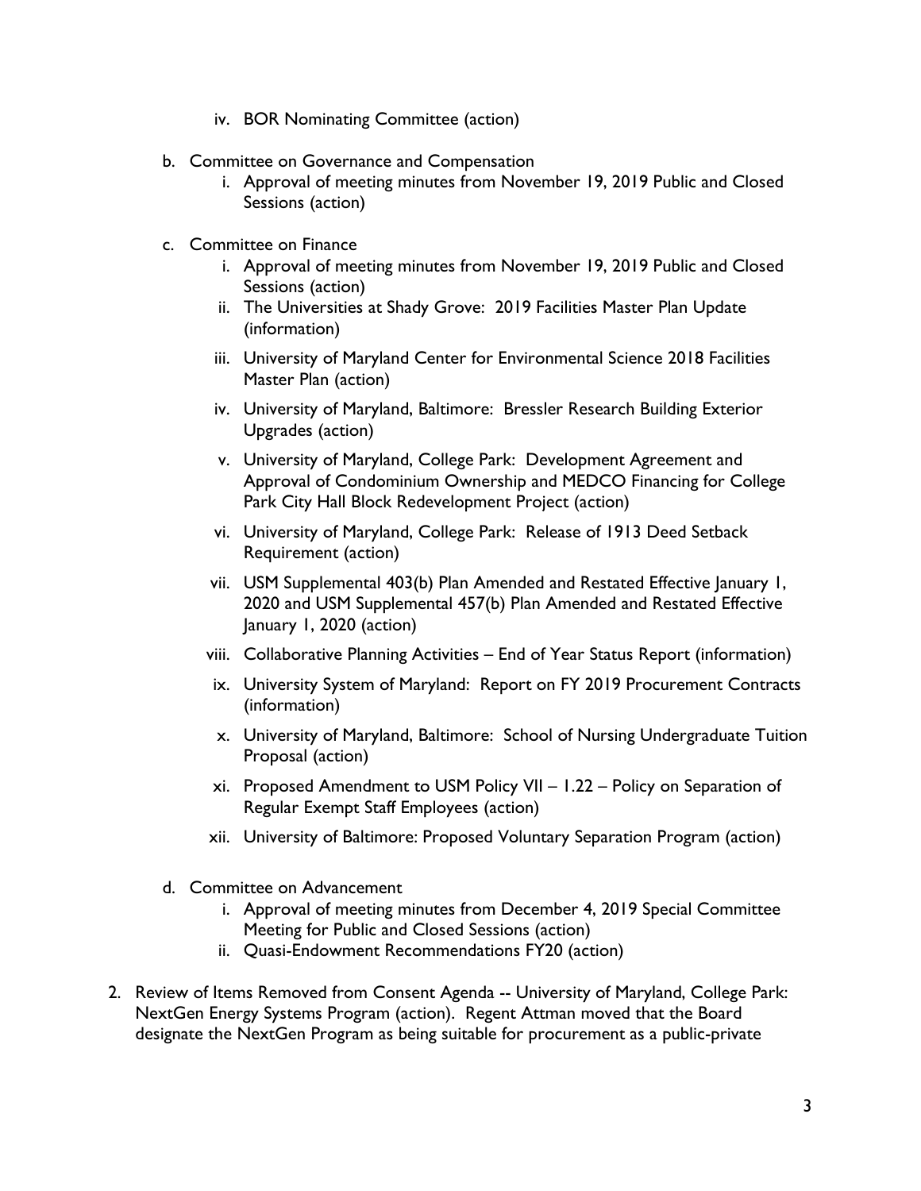iv. BOR Nominating Committee (action)

  b. Committee on Governance and Compensation
    i. Approval of meeting minutes from November 19, 2019 Public and Closed Sessions (action)

  c. Committee on Finance
    i. Approval of meeting minutes from November 19, 2019 Public and Closed Sessions (action)
    ii. The Universities at Shady Grove: 2019 Facilities Master Plan Update (information)
    iii. University of Maryland Center for Environmental Science 2018 Facilities Master Plan (action)
    iv. University of Maryland, Baltimore: Bressler Research Building Exterior Upgrades (action)
    v. University of Maryland, College Park: Development Agreement and Approval of Condominium Ownership and MEDCO Financing for College Park City Hall Block Redevelopment Project (action)
    vi. University of Maryland, College Park: Release of 1913 Deed Setback Requirement (action)
    vii. USM Supplemental 403(b) Plan Amended and Restated Effective January 1, 2020 and USM Supplemental 457(b) Plan Amended and Restated Effective January 1, 2020 (action)
    viii. Collaborative Planning Activities – End of Year Status Report (information)
    ix. University System of Maryland: Report on FY 2019 Procurement Contracts (information)
    x. University of Maryland, Baltimore: School of Nursing Undergraduate Tuition Proposal (action)
    xi. Proposed Amendment to USM Policy VII – 1.22 – Policy on Separation of Regular Exempt Staff Employees (action)
    xii. University of Baltimore: Proposed Voluntary Separation Program (action)

  d. Committee on Advancement
    i. Approval of meeting minutes from December 4, 2019 Special Committee Meeting for Public and Closed Sessions (action)
    ii. Quasi-Endowment Recommendations FY20 (action)

2. Review of Items Removed from Consent Agenda -- University of Maryland, College Park: NextGen Energy Systems Program (action). Regent Attman moved that the Board designate the NextGen Program as being suitable for procurement as a public-private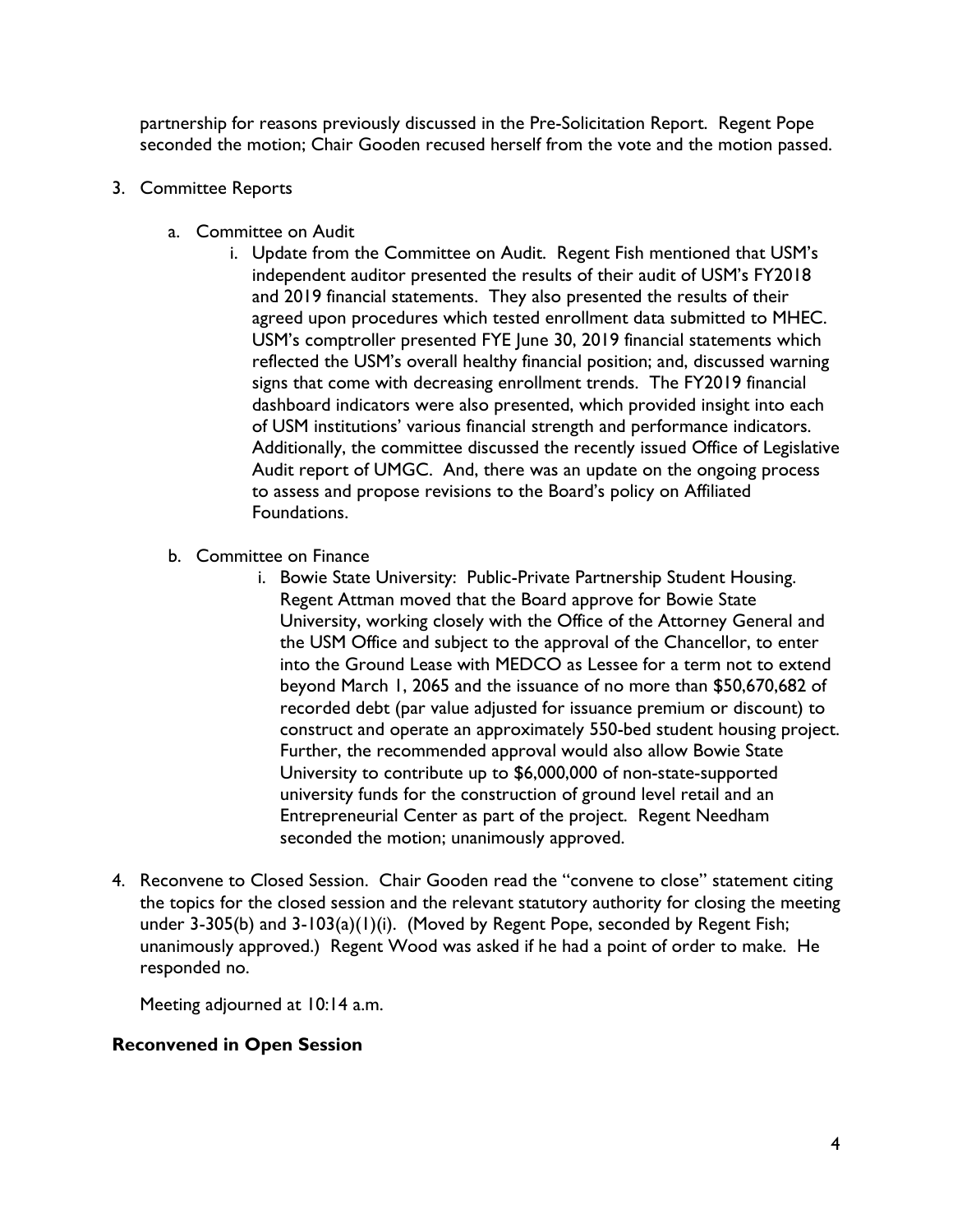partnership for reasons previously discussed in the Pre-Solicitation Report. Regent Pope seconded the motion; Chair Gooden recused herself from the vote and the motion passed.

3. Committee Reports

   a. Committee on Audit

      i. Update from the Committee on Audit. Regent Fish mentioned that USM's independent auditor presented the results of their audit of USM's FY2018 and 2019 financial statements. They also presented the results of their agreed upon procedures which tested enrollment data submitted to MHEC. USM's comptroller presented FYE June 30, 2019 financial statements which reflected the USM's overall healthy financial position; and, discussed warning signs that come with decreasing enrollment trends. The FY2019 financial dashboard indicators were also presented, which provided insight into each of USM institutions' various financial strength and performance indicators. Additionally, the committee discussed the recently issued Office of Legislative Audit report of UMGC. And, there was an update on the ongoing process to assess and propose revisions to the Board's policy on Affiliated Foundations.

   b. Committee on Finance

      i. Bowie State University: Public-Private Partnership Student Housing. Regent Attman moved that the Board approve for Bowie State University, working closely with the Office of the Attorney General and the USM Office and subject to the approval of the Chancellor, to enter into the Ground Lease with MEDCO as Lessee for a term not to extend beyond March 1, 2065 and the issuance of no more than $50,670,682 of recorded debt (par value adjusted for issuance premium or discount) to construct and operate an approximately 550-bed student housing project. Further, the recommended approval would also allow Bowie State University to contribute up to $6,000,000 of non-state-supported university funds for the construction of ground level retail and an Entrepreneurial Center as part of the project. Regent Needham seconded the motion; unanimously approved.

4. Reconvene to Closed Session. Chair Gooden read the "convene to close" statement citing the topics for the closed session and the relevant statutory authority for closing the meeting under 3-305(b) and 3-103(a)(1)(i). (Moved by Regent Pope, seconded by Regent Fish; unanimously approved.) Regent Wood was asked if he had a point of order to make. He responded no.

   Meeting adjourned at 10:14 a.m.

**Reconvened in Open Session**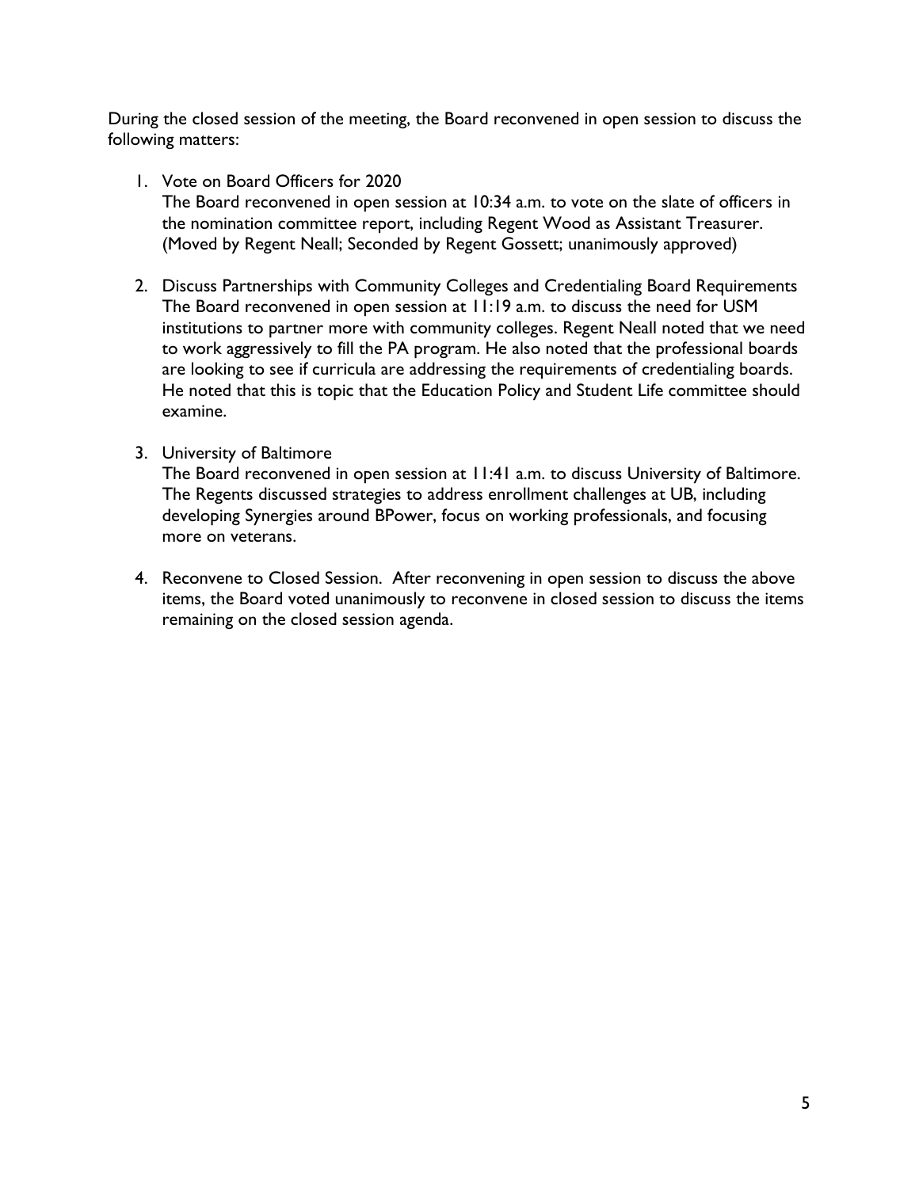During the closed session of the meeting, the Board reconvened in open session to discuss the following matters:

1. Vote on Board Officers for 2020
   The Board reconvened in open session at 10:34 a.m. to vote on the slate of officers in the nomination committee report, including Regent Wood as Assistant Treasurer. (Moved by Regent Neall; Seconded by Regent Gossett; unanimously approved)

2. Discuss Partnerships with Community Colleges and Credentialing Board Requirements
   The Board reconvened in open session at 11:19 a.m. to discuss the need for USM institutions to partner more with community colleges. Regent Neall noted that we need to work aggressively to fill the PA program. He also noted that the professional boards are looking to see if curricula are addressing the requirements of credentialing boards. He noted that this is topic that the Education Policy and Student Life committee should examine.

3. University of Baltimore
   The Board reconvened in open session at 11:41 a.m. to discuss University of Baltimore. The Regents discussed strategies to address enrollment challenges at UB, including developing Synergies around BPower, focus on working professionals, and focusing more on veterans.

4. Reconvene to Closed Session. After reconvening in open session to discuss the above items, the Board voted unanimously to reconvene in closed session to discuss the items remaining on the closed session agenda.